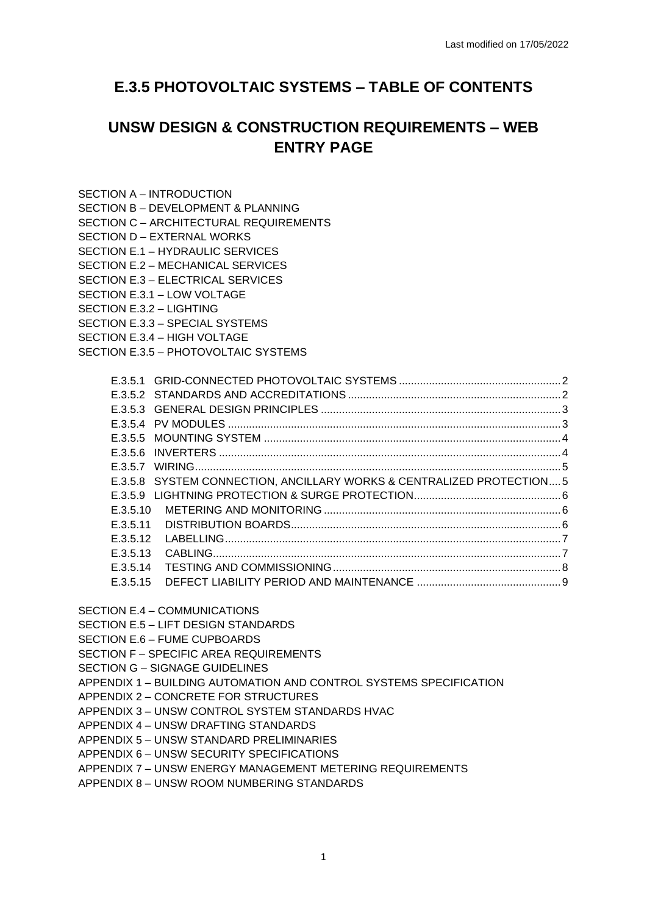Last modified on 17/05/2022

# E.3.5 PHOTOVOLTAIC SYSTEMS – TABLE OF CONTENTS

# UNSW DESIGN & CONSTRUCTION REQUIREMENTS – WEB ENTRY PAGE

SECTION A – INTRODUCTION
SECTION B – DEVELOPMENT & PLANNING
SECTION C – ARCHITECTURAL REQUIREMENTS
SECTION D – EXTERNAL WORKS
SECTION E.1 – HYDRAULIC SERVICES
SECTION E.2 – MECHANICAL SERVICES
SECTION E.3 – ELECTRICAL SERVICES
SECTION E.3.1 – LOW VOLTAGE
SECTION E.3.2 – LIGHTING
SECTION E.3.3 – SPECIAL SYSTEMS
SECTION E.3.4 – HIGH VOLTAGE
SECTION E.3.5 – PHOTOVOLTAIC SYSTEMS

- E.3.5.1 GRID-CONNECTED PHOTOVOLTAIC SYSTEMS ........ 2
- E.3.5.2 STANDARDS AND ACCREDITATIONS ........ 2
- E.3.5.3 GENERAL DESIGN PRINCIPLES ........ 3
- E.3.5.4 PV MODULES ........ 3
- E.3.5.5 MOUNTING SYSTEM ........ 4
- E.3.5.6 INVERTERS ........ 4
- E.3.5.7 WIRING ........ 5
- E.3.5.8 SYSTEM CONNECTION, ANCILLARY WORKS & CENTRALIZED PROTECTION ........ 5
- E.3.5.9 LIGHTNING PROTECTION & SURGE PROTECTION ........ 6
- E.3.5.10 METERING AND MONITORING ........ 6
- E.3.5.11 DISTRIBUTION BOARDS ........ 6
- E.3.5.12 LABELLING ........ 7
- E.3.5.13 CABLING ........ 7
- E.3.5.14 TESTING AND COMMISSIONING ........ 8
- E.3.5.15 DEFECT LIABILITY PERIOD AND MAINTENANCE ........ 9

SECTION E.4 – COMMUNICATIONS
SECTION E.5 – LIFT DESIGN STANDARDS
SECTION E.6 – FUME CUPBOARDS
SECTION F – SPECIFIC AREA REQUIREMENTS
SECTION G – SIGNAGE GUIDELINES
APPENDIX 1 – BUILDING AUTOMATION AND CONTROL SYSTEMS SPECIFICATION
APPENDIX 2 – CONCRETE FOR STRUCTURES
APPENDIX 3 – UNSW CONTROL SYSTEM STANDARDS HVAC
APPENDIX 4 – UNSW DRAFTING STANDARDS
APPENDIX 5 – UNSW STANDARD PRELIMINARIES
APPENDIX 6 – UNSW SECURITY SPECIFICATIONS
APPENDIX 7 – UNSW ENERGY MANAGEMENT METERING REQUIREMENTS
APPENDIX 8 – UNSW ROOM NUMBERING STANDARDS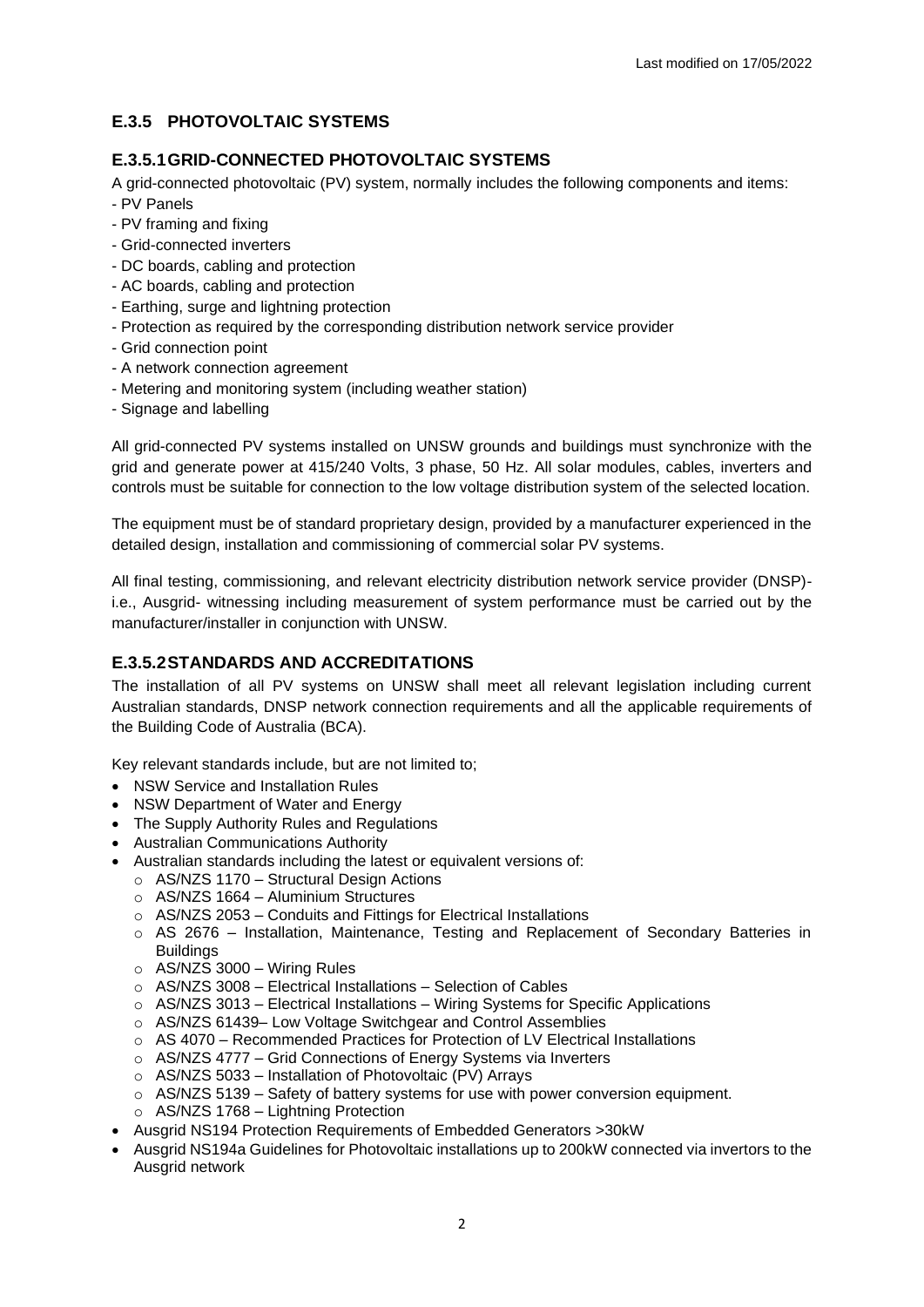Last modified on 17/05/2022

## E.3.5 PHOTOVOLTAIC SYSTEMS

### E.3.5.1 GRID-CONNECTED PHOTOVOLTAIC SYSTEMS

A grid-connected photovoltaic (PV) system, normally includes the following components and items:

- PV Panels
- PV framing and fixing
- Grid-connected inverters
- DC boards, cabling and protection
- AC boards, cabling and protection
- Earthing, surge and lightning protection
- Protection as required by the corresponding distribution network service provider
- Grid connection point
- A network connection agreement
- Metering and monitoring system (including weather station)
- Signage and labelling

All grid-connected PV systems installed on UNSW grounds and buildings must synchronize with the grid and generate power at 415/240 Volts, 3 phase, 50 Hz. All solar modules, cables, inverters and controls must be suitable for connection to the low voltage distribution system of the selected location.

The equipment must be of standard proprietary design, provided by a manufacturer experienced in the detailed design, installation and commissioning of commercial solar PV systems.

All final testing, commissioning, and relevant electricity distribution network service provider (DNSP)- i.e., Ausgrid- witnessing including measurement of system performance must be carried out by the manufacturer/installer in conjunction with UNSW.

### E.3.5.2 STANDARDS AND ACCREDITATIONS

The installation of all PV systems on UNSW shall meet all relevant legislation including current Australian standards, DNSP network connection requirements and all the applicable requirements of the Building Code of Australia (BCA).

Key relevant standards include, but are not limited to;

- NSW Service and Installation Rules
- NSW Department of Water and Energy
- The Supply Authority Rules and Regulations
- Australian Communications Authority
- Australian standards including the latest or equivalent versions of:
  - AS/NZS 1170 – Structural Design Actions
  - AS/NZS 1664 – Aluminium Structures
  - AS/NZS 2053 – Conduits and Fittings for Electrical Installations
  - AS 2676 – Installation, Maintenance, Testing and Replacement of Secondary Batteries in Buildings
  - AS/NZS 3000 – Wiring Rules
  - AS/NZS 3008 – Electrical Installations – Selection of Cables
  - AS/NZS 3013 – Electrical Installations – Wiring Systems for Specific Applications
  - AS/NZS 61439– Low Voltage Switchgear and Control Assemblies
  - AS 4070 – Recommended Practices for Protection of LV Electrical Installations
  - AS/NZS 4777 – Grid Connections of Energy Systems via Inverters
  - AS/NZS 5033 – Installation of Photovoltaic (PV) Arrays
  - AS/NZS 5139 – Safety of battery systems for use with power conversion equipment.
  - AS/NZS 1768 – Lightning Protection
- Ausgrid NS194 Protection Requirements of Embedded Generators >30kW
- Ausgrid NS194a Guidelines for Photovoltaic installations up to 200kW connected via invertors to the Ausgrid network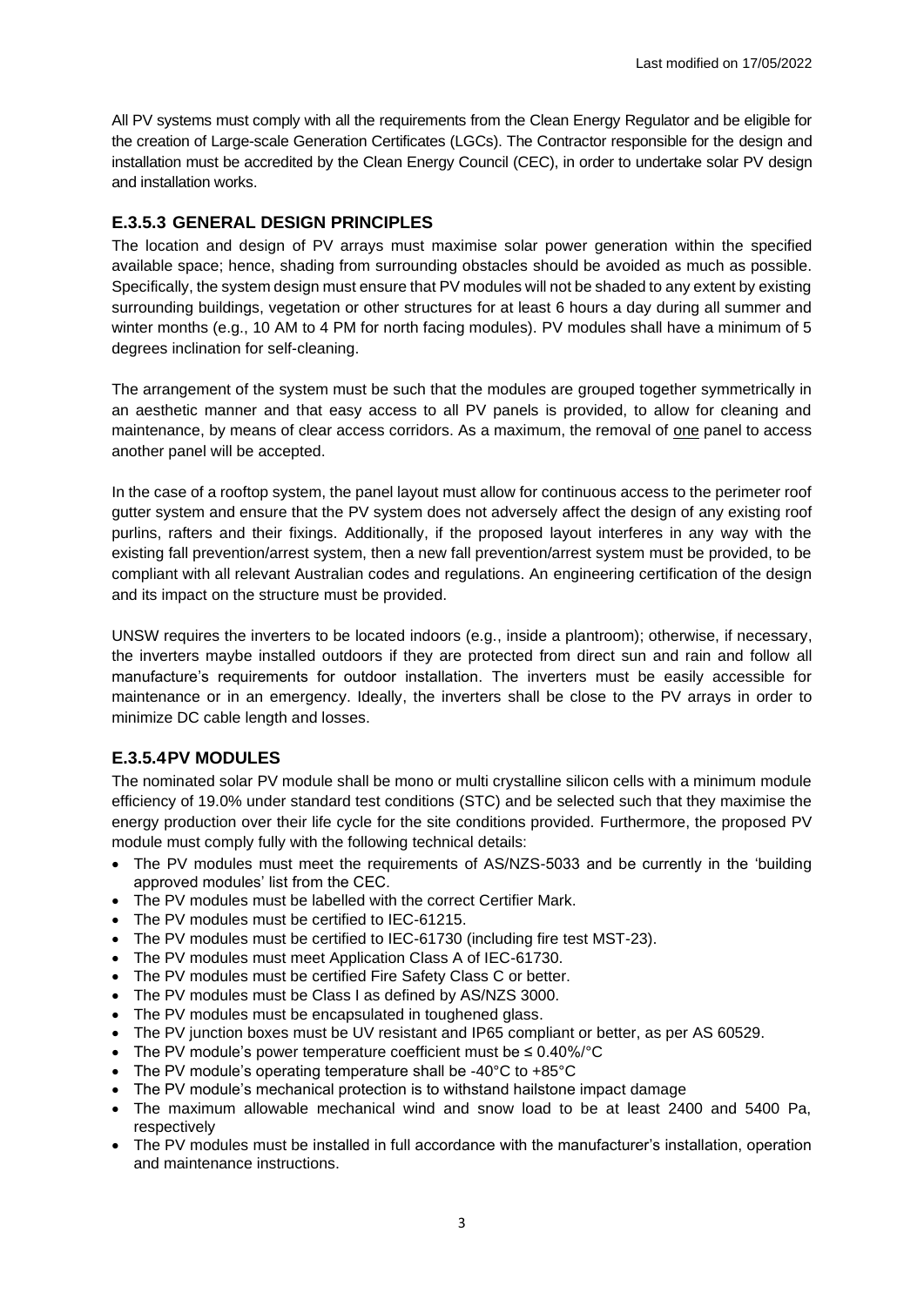All PV systems must comply with all the requirements from the Clean Energy Regulator and be eligible for the creation of Large-scale Generation Certificates (LGCs). The Contractor responsible for the design and installation must be accredited by the Clean Energy Council (CEC), in order to undertake solar PV design and installation works.

### E.3.5.3 GENERAL DESIGN PRINCIPLES

The location and design of PV arrays must maximise solar power generation within the specified available space; hence, shading from surrounding obstacles should be avoided as much as possible. Specifically, the system design must ensure that PV modules will not be shaded to any extent by existing surrounding buildings, vegetation or other structures for at least 6 hours a day during all summer and winter months (e.g., 10 AM to 4 PM for north facing modules). PV modules shall have a minimum of 5 degrees inclination for self-cleaning.

The arrangement of the system must be such that the modules are grouped together symmetrically in an aesthetic manner and that easy access to all PV panels is provided, to allow for cleaning and maintenance, by means of clear access corridors. As a maximum, the removal of one panel to access another panel will be accepted.

In the case of a rooftop system, the panel layout must allow for continuous access to the perimeter roof gutter system and ensure that the PV system does not adversely affect the design of any existing roof purlins, rafters and their fixings. Additionally, if the proposed layout interferes in any way with the existing fall prevention/arrest system, then a new fall prevention/arrest system must be provided, to be compliant with all relevant Australian codes and regulations. An engineering certification of the design and its impact on the structure must be provided.

UNSW requires the inverters to be located indoors (e.g., inside a plantroom); otherwise, if necessary, the inverters maybe installed outdoors if they are protected from direct sun and rain and follow all manufacture's requirements for outdoor installation. The inverters must be easily accessible for maintenance or in an emergency. Ideally, the inverters shall be close to the PV arrays in order to minimize DC cable length and losses.

### E.3.5.4 PV MODULES

The nominated solar PV module shall be mono or multi crystalline silicon cells with a minimum module efficiency of 19.0% under standard test conditions (STC) and be selected such that they maximise the energy production over their life cycle for the site conditions provided. Furthermore, the proposed PV module must comply fully with the following technical details:

- The PV modules must meet the requirements of AS/NZS-5033 and be currently in the 'building approved modules' list from the CEC.
- The PV modules must be labelled with the correct Certifier Mark.
- The PV modules must be certified to IEC-61215.
- The PV modules must be certified to IEC-61730 (including fire test MST-23).
- The PV modules must meet Application Class A of IEC-61730.
- The PV modules must be certified Fire Safety Class C or better.
- The PV modules must be Class I as defined by AS/NZS 3000.
- The PV modules must be encapsulated in toughened glass.
- The PV junction boxes must be UV resistant and IP65 compliant or better, as per AS 60529.
- The PV module's power temperature coefficient must be ≤ 0.40%/°C
- The PV module's operating temperature shall be -40°C to +85°C
- The PV module's mechanical protection is to withstand hailstone impact damage
- The maximum allowable mechanical wind and snow load to be at least 2400 and 5400 Pa, respectively
- The PV modules must be installed in full accordance with the manufacturer's installation, operation and maintenance instructions.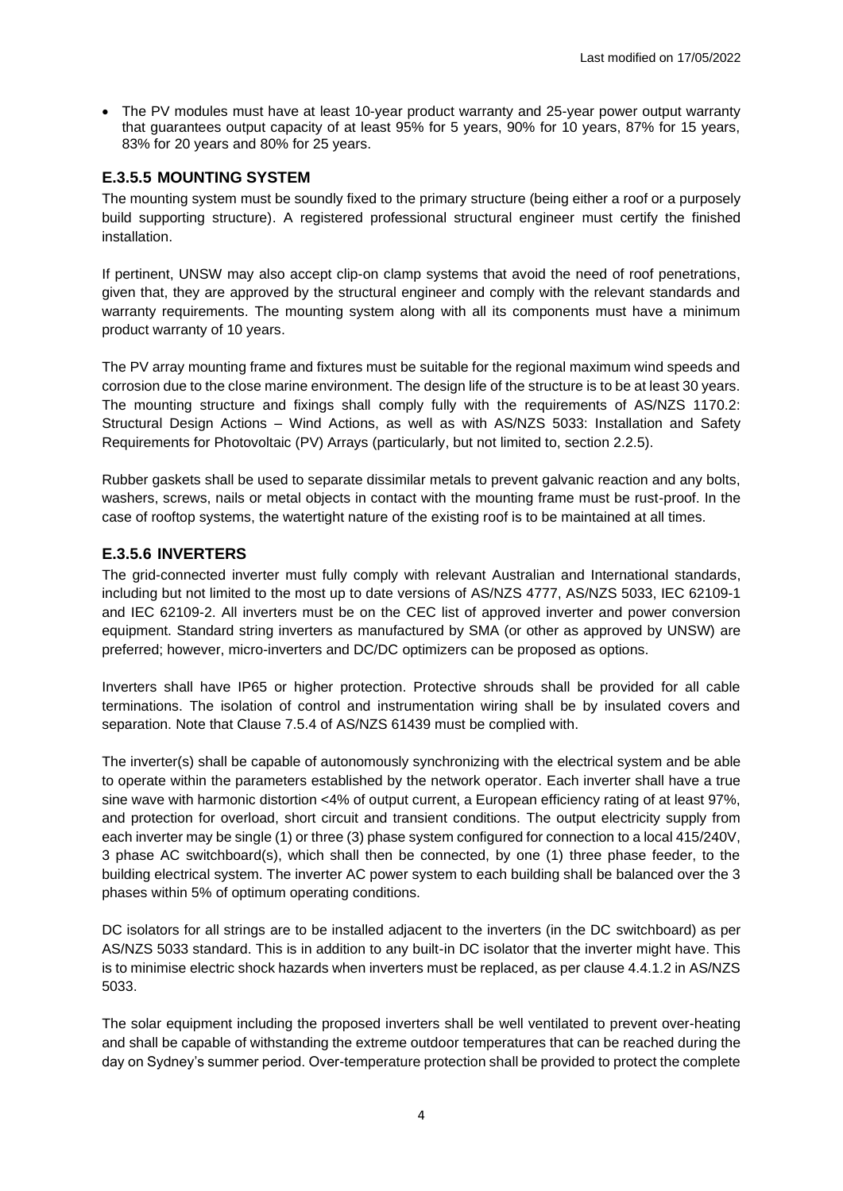- The PV modules must have at least 10-year product warranty and 25-year power output warranty that guarantees output capacity of at least 95% for 5 years, 90% for 10 years, 87% for 15 years, 83% for 20 years and 80% for 25 years.

### E.3.5.5 MOUNTING SYSTEM

The mounting system must be soundly fixed to the primary structure (being either a roof or a purposely build supporting structure). A registered professional structural engineer must certify the finished installation.

If pertinent, UNSW may also accept clip-on clamp systems that avoid the need of roof penetrations, given that, they are approved by the structural engineer and comply with the relevant standards and warranty requirements. The mounting system along with all its components must have a minimum product warranty of 10 years.

The PV array mounting frame and fixtures must be suitable for the regional maximum wind speeds and corrosion due to the close marine environment. The design life of the structure is to be at least 30 years. The mounting structure and fixings shall comply fully with the requirements of AS/NZS 1170.2: Structural Design Actions – Wind Actions, as well as with AS/NZS 5033: Installation and Safety Requirements for Photovoltaic (PV) Arrays (particularly, but not limited to, section 2.2.5).

Rubber gaskets shall be used to separate dissimilar metals to prevent galvanic reaction and any bolts, washers, screws, nails or metal objects in contact with the mounting frame must be rust-proof. In the case of rooftop systems, the watertight nature of the existing roof is to be maintained at all times.

### E.3.5.6 INVERTERS

The grid-connected inverter must fully comply with relevant Australian and International standards, including but not limited to the most up to date versions of AS/NZS 4777, AS/NZS 5033, IEC 62109-1 and IEC 62109-2. All inverters must be on the CEC list of approved inverter and power conversion equipment. Standard string inverters as manufactured by SMA (or other as approved by UNSW) are preferred; however, micro-inverters and DC/DC optimizers can be proposed as options.

Inverters shall have IP65 or higher protection. Protective shrouds shall be provided for all cable terminations. The isolation of control and instrumentation wiring shall be by insulated covers and separation. Note that Clause 7.5.4 of AS/NZS 61439 must be complied with.

The inverter(s) shall be capable of autonomously synchronizing with the electrical system and be able to operate within the parameters established by the network operator. Each inverter shall have a true sine wave with harmonic distortion <4% of output current, a European efficiency rating of at least 97%, and protection for overload, short circuit and transient conditions. The output electricity supply from each inverter may be single (1) or three (3) phase system configured for connection to a local 415/240V, 3 phase AC switchboard(s), which shall then be connected, by one (1) three phase feeder, to the building electrical system. The inverter AC power system to each building shall be balanced over the 3 phases within 5% of optimum operating conditions.

DC isolators for all strings are to be installed adjacent to the inverters (in the DC switchboard) as per AS/NZS 5033 standard. This is in addition to any built-in DC isolator that the inverter might have. This is to minimise electric shock hazards when inverters must be replaced, as per clause 4.4.1.2 in AS/NZS 5033.

The solar equipment including the proposed inverters shall be well ventilated to prevent over-heating and shall be capable of withstanding the extreme outdoor temperatures that can be reached during the day on Sydney's summer period. Over-temperature protection shall be provided to protect the complete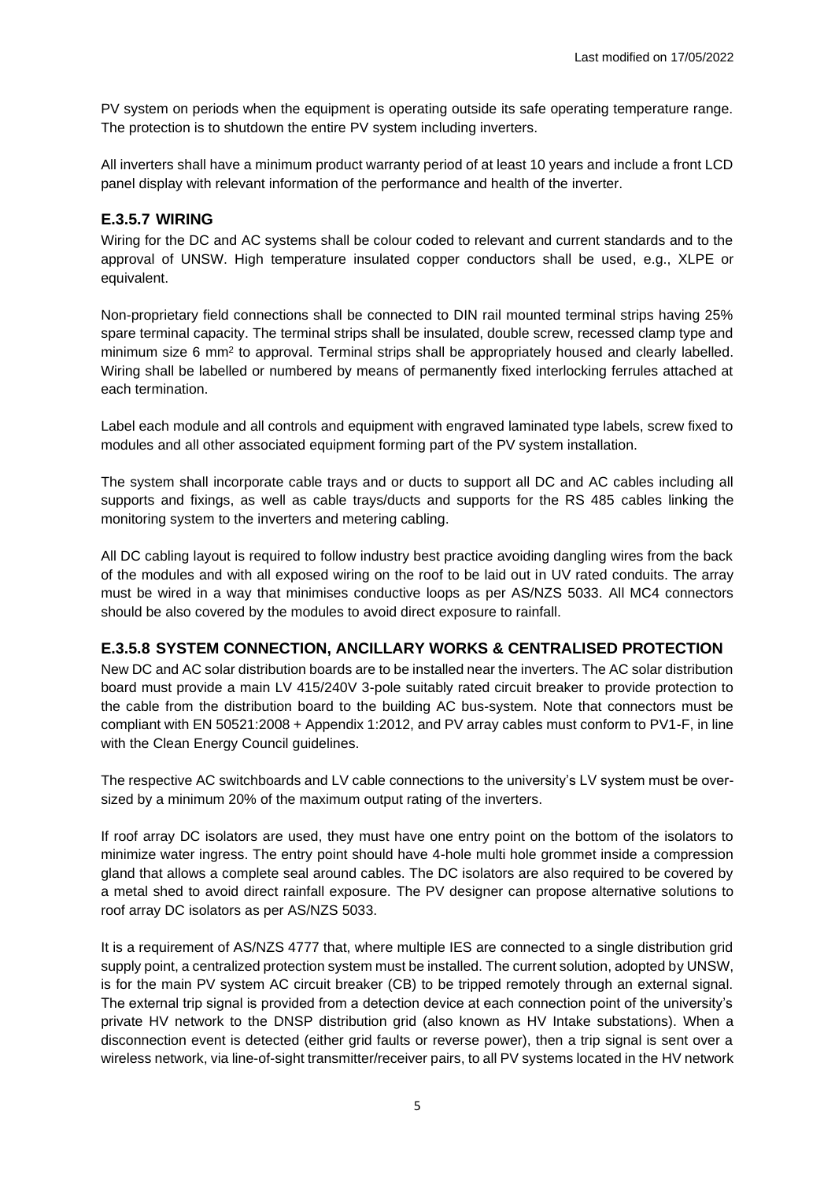PV system on periods when the equipment is operating outside its safe operating temperature range. The protection is to shutdown the entire PV system including inverters.

All inverters shall have a minimum product warranty period of at least 10 years and include a front LCD panel display with relevant information of the performance and health of the inverter.

### E.3.5.7 WIRING

Wiring for the DC and AC systems shall be colour coded to relevant and current standards and to the approval of UNSW. High temperature insulated copper conductors shall be used, e.g., XLPE or equivalent.

Non-proprietary field connections shall be connected to DIN rail mounted terminal strips having 25% spare terminal capacity. The terminal strips shall be insulated, double screw, recessed clamp type and minimum size 6 mm$^2$ to approval. Terminal strips shall be appropriately housed and clearly labelled. Wiring shall be labelled or numbered by means of permanently fixed interlocking ferrules attached at each termination.

Label each module and all controls and equipment with engraved laminated type labels, screw fixed to modules and all other associated equipment forming part of the PV system installation.

The system shall incorporate cable trays and or ducts to support all DC and AC cables including all supports and fixings, as well as cable trays/ducts and supports for the RS 485 cables linking the monitoring system to the inverters and metering cabling.

All DC cabling layout is required to follow industry best practice avoiding dangling wires from the back of the modules and with all exposed wiring on the roof to be laid out in UV rated conduits. The array must be wired in a way that minimises conductive loops as per AS/NZS 5033. All MC4 connectors should be also covered by the modules to avoid direct exposure to rainfall.

### E.3.5.8 SYSTEM CONNECTION, ANCILLARY WORKS & CENTRALISED PROTECTION

New DC and AC solar distribution boards are to be installed near the inverters. The AC solar distribution board must provide a main LV 415/240V 3-pole suitably rated circuit breaker to provide protection to the cable from the distribution board to the building AC bus-system. Note that connectors must be compliant with EN 50521:2008 + Appendix 1:2012, and PV array cables must conform to PV1-F, in line with the Clean Energy Council guidelines.

The respective AC switchboards and LV cable connections to the university's LV system must be over-sized by a minimum 20% of the maximum output rating of the inverters.

If roof array DC isolators are used, they must have one entry point on the bottom of the isolators to minimize water ingress. The entry point should have 4-hole multi hole grommet inside a compression gland that allows a complete seal around cables. The DC isolators are also required to be covered by a metal shed to avoid direct rainfall exposure. The PV designer can propose alternative solutions to roof array DC isolators as per AS/NZS 5033.

It is a requirement of AS/NZS 4777 that, where multiple IES are connected to a single distribution grid supply point, a centralized protection system must be installed. The current solution, adopted by UNSW, is for the main PV system AC circuit breaker (CB) to be tripped remotely through an external signal. The external trip signal is provided from a detection device at each connection point of the university's private HV network to the DNSP distribution grid (also known as HV Intake substations). When a disconnection event is detected (either grid faults or reverse power), then a trip signal is sent over a wireless network, via line-of-sight transmitter/receiver pairs, to all PV systems located in the HV network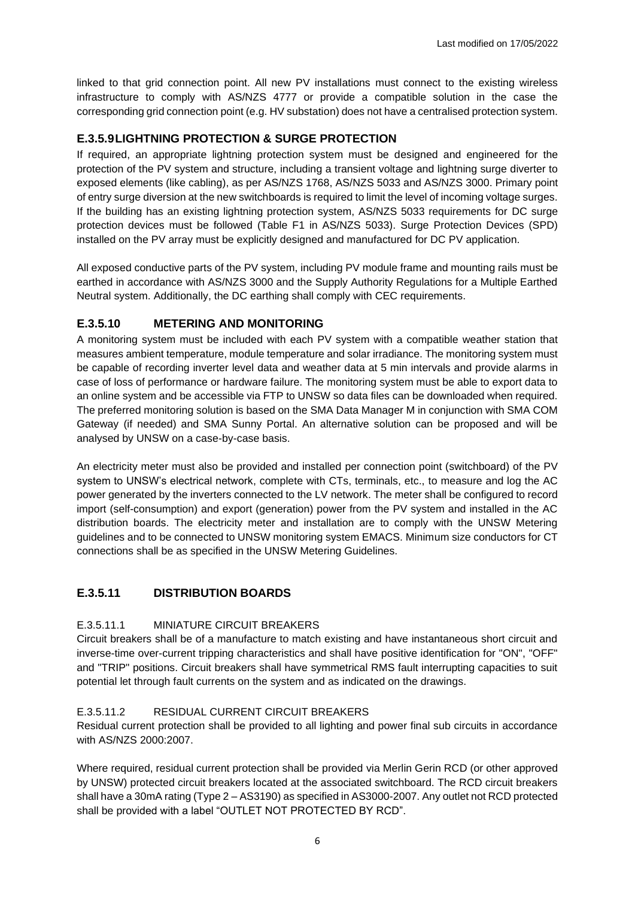linked to that grid connection point. All new PV installations must connect to the existing wireless infrastructure to comply with AS/NZS 4777 or provide a compatible solution in the case the corresponding grid connection point (e.g. HV substation) does not have a centralised protection system.

### E.3.5.9 LIGHTNING PROTECTION & SURGE PROTECTION

If required, an appropriate lightning protection system must be designed and engineered for the protection of the PV system and structure, including a transient voltage and lightning surge diverter to exposed elements (like cabling), as per AS/NZS 1768, AS/NZS 5033 and AS/NZS 3000. Primary point of entry surge diversion at the new switchboards is required to limit the level of incoming voltage surges. If the building has an existing lightning protection system, AS/NZS 5033 requirements for DC surge protection devices must be followed (Table F1 in AS/NZS 5033). Surge Protection Devices (SPD) installed on the PV array must be explicitly designed and manufactured for DC PV application.

All exposed conductive parts of the PV system, including PV module frame and mounting rails must be earthed in accordance with AS/NZS 3000 and the Supply Authority Regulations for a Multiple Earthed Neutral system. Additionally, the DC earthing shall comply with CEC requirements.

### E.3.5.10 METERING AND MONITORING

A monitoring system must be included with each PV system with a compatible weather station that measures ambient temperature, module temperature and solar irradiance. The monitoring system must be capable of recording inverter level data and weather data at 5 min intervals and provide alarms in case of loss of performance or hardware failure. The monitoring system must be able to export data to an online system and be accessible via FTP to UNSW so data files can be downloaded when required. The preferred monitoring solution is based on the SMA Data Manager M in conjunction with SMA COM Gateway (if needed) and SMA Sunny Portal. An alternative solution can be proposed and will be analysed by UNSW on a case-by-case basis.

An electricity meter must also be provided and installed per connection point (switchboard) of the PV system to UNSW's electrical network, complete with CTs, terminals, etc., to measure and log the AC power generated by the inverters connected to the LV network. The meter shall be configured to record import (self-consumption) and export (generation) power from the PV system and installed in the AC distribution boards. The electricity meter and installation are to comply with the UNSW Metering guidelines and to be connected to UNSW monitoring system EMACS. Minimum size conductors for CT connections shall be as specified in the UNSW Metering Guidelines.

### E.3.5.11 DISTRIBUTION BOARDS

#### E.3.5.11.1 MINIATURE CIRCUIT BREAKERS

Circuit breakers shall be of a manufacture to match existing and have instantaneous short circuit and inverse-time over-current tripping characteristics and shall have positive identification for "ON", "OFF" and "TRIP" positions. Circuit breakers shall have symmetrical RMS fault interrupting capacities to suit potential let through fault currents on the system and as indicated on the drawings.

#### E.3.5.11.2 RESIDUAL CURRENT CIRCUIT BREAKERS

Residual current protection shall be provided to all lighting and power final sub circuits in accordance with AS/NZS 2000:2007.

Where required, residual current protection shall be provided via Merlin Gerin RCD (or other approved by UNSW) protected circuit breakers located at the associated switchboard. The RCD circuit breakers shall have a 30mA rating (Type 2 – AS3190) as specified in AS3000-2007. Any outlet not RCD protected shall be provided with a label "OUTLET NOT PROTECTED BY RCD".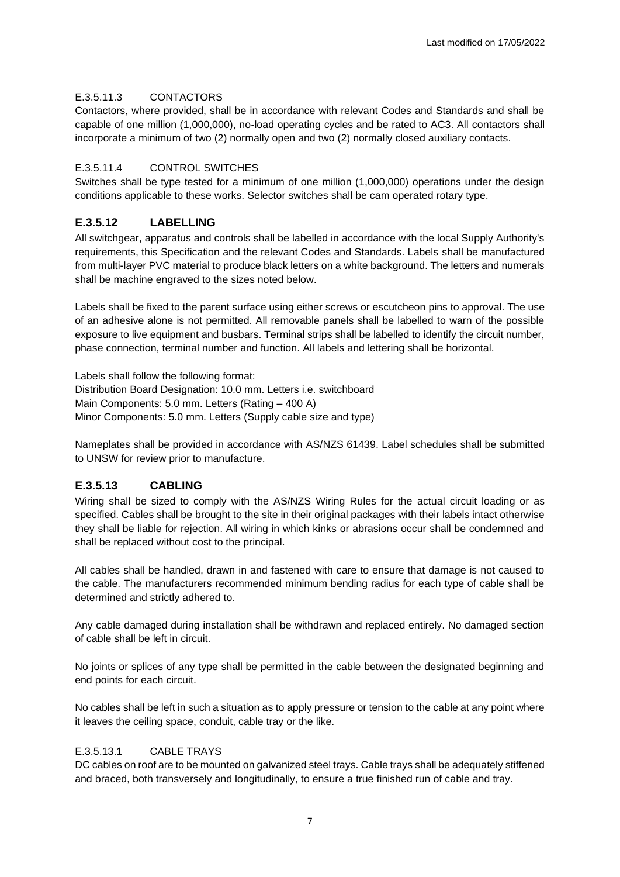#### E.3.5.11.3 CONTACTORS

Contactors, where provided, shall be in accordance with relevant Codes and Standards and shall be capable of one million (1,000,000), no-load operating cycles and be rated to AC3. All contactors shall incorporate a minimum of two (2) normally open and two (2) normally closed auxiliary contacts.

#### E.3.5.11.4 CONTROL SWITCHES

Switches shall be type tested for a minimum of one million (1,000,000) operations under the design conditions applicable to these works. Selector switches shall be cam operated rotary type.

### E.3.5.12 LABELLING

All switchgear, apparatus and controls shall be labelled in accordance with the local Supply Authority's requirements, this Specification and the relevant Codes and Standards. Labels shall be manufactured from multi-layer PVC material to produce black letters on a white background. The letters and numerals shall be machine engraved to the sizes noted below.

Labels shall be fixed to the parent surface using either screws or escutcheon pins to approval. The use of an adhesive alone is not permitted. All removable panels shall be labelled to warn of the possible exposure to live equipment and busbars. Terminal strips shall be labelled to identify the circuit number, phase connection, terminal number and function. All labels and lettering shall be horizontal.

Labels shall follow the following format:
Distribution Board Designation: 10.0 mm. Letters i.e. switchboard
Main Components: 5.0 mm. Letters (Rating – 400 A)
Minor Components: 5.0 mm. Letters (Supply cable size and type)

Nameplates shall be provided in accordance with AS/NZS 61439. Label schedules shall be submitted to UNSW for review prior to manufacture.

### E.3.5.13 CABLING

Wiring shall be sized to comply with the AS/NZS Wiring Rules for the actual circuit loading or as specified. Cables shall be brought to the site in their original packages with their labels intact otherwise they shall be liable for rejection. All wiring in which kinks or abrasions occur shall be condemned and shall be replaced without cost to the principal.

All cables shall be handled, drawn in and fastened with care to ensure that damage is not caused to the cable. The manufacturers recommended minimum bending radius for each type of cable shall be determined and strictly adhered to.

Any cable damaged during installation shall be withdrawn and replaced entirely. No damaged section of cable shall be left in circuit.

No joints or splices of any type shall be permitted in the cable between the designated beginning and end points for each circuit.

No cables shall be left in such a situation as to apply pressure or tension to the cable at any point where it leaves the ceiling space, conduit, cable tray or the like.

#### E.3.5.13.1 CABLE TRAYS

DC cables on roof are to be mounted on galvanized steel trays. Cable trays shall be adequately stiffened and braced, both transversely and longitudinally, to ensure a true finished run of cable and tray.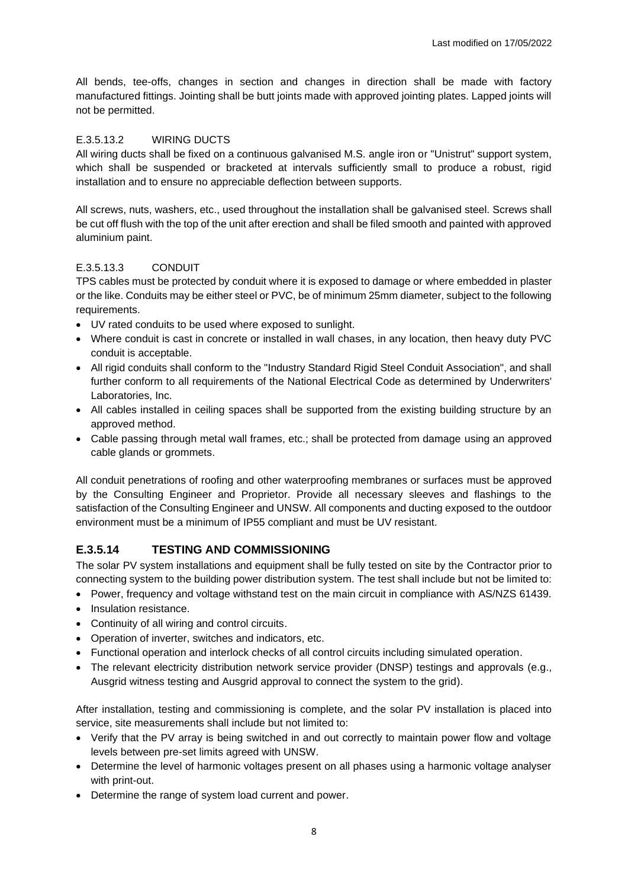All bends, tee-offs, changes in section and changes in direction shall be made with factory manufactured fittings. Jointing shall be butt joints made with approved jointing plates. Lapped joints will not be permitted.

#### E.3.5.13.2 WIRING DUCTS

All wiring ducts shall be fixed on a continuous galvanised M.S. angle iron or "Unistrut" support system, which shall be suspended or bracketed at intervals sufficiently small to produce a robust, rigid installation and to ensure no appreciable deflection between supports.

All screws, nuts, washers, etc., used throughout the installation shall be galvanised steel. Screws shall be cut off flush with the top of the unit after erection and shall be filed smooth and painted with approved aluminium paint.

#### E.3.5.13.3 CONDUIT

TPS cables must be protected by conduit where it is exposed to damage or where embedded in plaster or the like. Conduits may be either steel or PVC, be of minimum 25mm diameter, subject to the following requirements.

- UV rated conduits to be used where exposed to sunlight.
- Where conduit is cast in concrete or installed in wall chases, in any location, then heavy duty PVC conduit is acceptable.
- All rigid conduits shall conform to the "Industry Standard Rigid Steel Conduit Association", and shall further conform to all requirements of the National Electrical Code as determined by Underwriters' Laboratories, Inc.
- All cables installed in ceiling spaces shall be supported from the existing building structure by an approved method.
- Cable passing through metal wall frames, etc.; shall be protected from damage using an approved cable glands or grommets.

All conduit penetrations of roofing and other waterproofing membranes or surfaces must be approved by the Consulting Engineer and Proprietor. Provide all necessary sleeves and flashings to the satisfaction of the Consulting Engineer and UNSW. All components and ducting exposed to the outdoor environment must be a minimum of IP55 compliant and must be UV resistant.

### E.3.5.14 TESTING AND COMMISSIONING

The solar PV system installations and equipment shall be fully tested on site by the Contractor prior to connecting system to the building power distribution system. The test shall include but not be limited to:

- Power, frequency and voltage withstand test on the main circuit in compliance with AS/NZS 61439.
- Insulation resistance.
- Continuity of all wiring and control circuits.
- Operation of inverter, switches and indicators, etc.
- Functional operation and interlock checks of all control circuits including simulated operation.
- The relevant electricity distribution network service provider (DNSP) testings and approvals (e.g., Ausgrid witness testing and Ausgrid approval to connect the system to the grid).

After installation, testing and commissioning is complete, and the solar PV installation is placed into service, site measurements shall include but not limited to:

- Verify that the PV array is being switched in and out correctly to maintain power flow and voltage levels between pre-set limits agreed with UNSW.
- Determine the level of harmonic voltages present on all phases using a harmonic voltage analyser with print-out.
- Determine the range of system load current and power.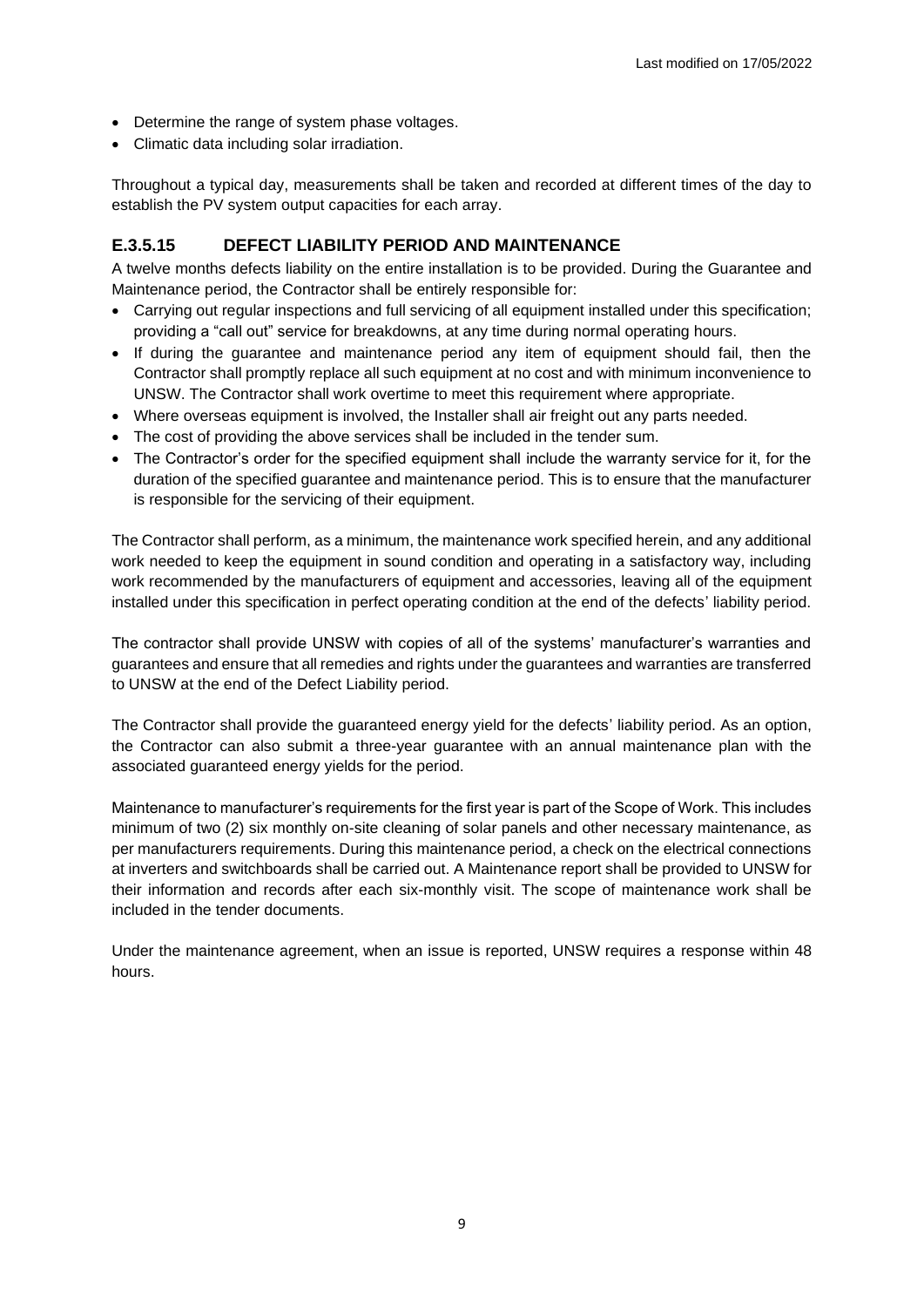- Determine the range of system phase voltages.
- Climatic data including solar irradiation.

Throughout a typical day, measurements shall be taken and recorded at different times of the day to establish the PV system output capacities for each array.

### E.3.5.15 DEFECT LIABILITY PERIOD AND MAINTENANCE

A twelve months defects liability on the entire installation is to be provided. During the Guarantee and Maintenance period, the Contractor shall be entirely responsible for:

- Carrying out regular inspections and full servicing of all equipment installed under this specification; providing a "call out" service for breakdowns, at any time during normal operating hours.
- If during the guarantee and maintenance period any item of equipment should fail, then the Contractor shall promptly replace all such equipment at no cost and with minimum inconvenience to UNSW. The Contractor shall work overtime to meet this requirement where appropriate.
- Where overseas equipment is involved, the Installer shall air freight out any parts needed.
- The cost of providing the above services shall be included in the tender sum.
- The Contractor's order for the specified equipment shall include the warranty service for it, for the duration of the specified guarantee and maintenance period. This is to ensure that the manufacturer is responsible for the servicing of their equipment.

The Contractor shall perform, as a minimum, the maintenance work specified herein, and any additional work needed to keep the equipment in sound condition and operating in a satisfactory way, including work recommended by the manufacturers of equipment and accessories, leaving all of the equipment installed under this specification in perfect operating condition at the end of the defects' liability period.

The contractor shall provide UNSW with copies of all of the systems' manufacturer's warranties and guarantees and ensure that all remedies and rights under the guarantees and warranties are transferred to UNSW at the end of the Defect Liability period.

The Contractor shall provide the guaranteed energy yield for the defects' liability period. As an option, the Contractor can also submit a three-year guarantee with an annual maintenance plan with the associated guaranteed energy yields for the period.

Maintenance to manufacturer's requirements for the first year is part of the Scope of Work. This includes minimum of two (2) six monthly on-site cleaning of solar panels and other necessary maintenance, as per manufacturers requirements. During this maintenance period, a check on the electrical connections at inverters and switchboards shall be carried out. A Maintenance report shall be provided to UNSW for their information and records after each six-monthly visit. The scope of maintenance work shall be included in the tender documents.

Under the maintenance agreement, when an issue is reported, UNSW requires a response within 48 hours.